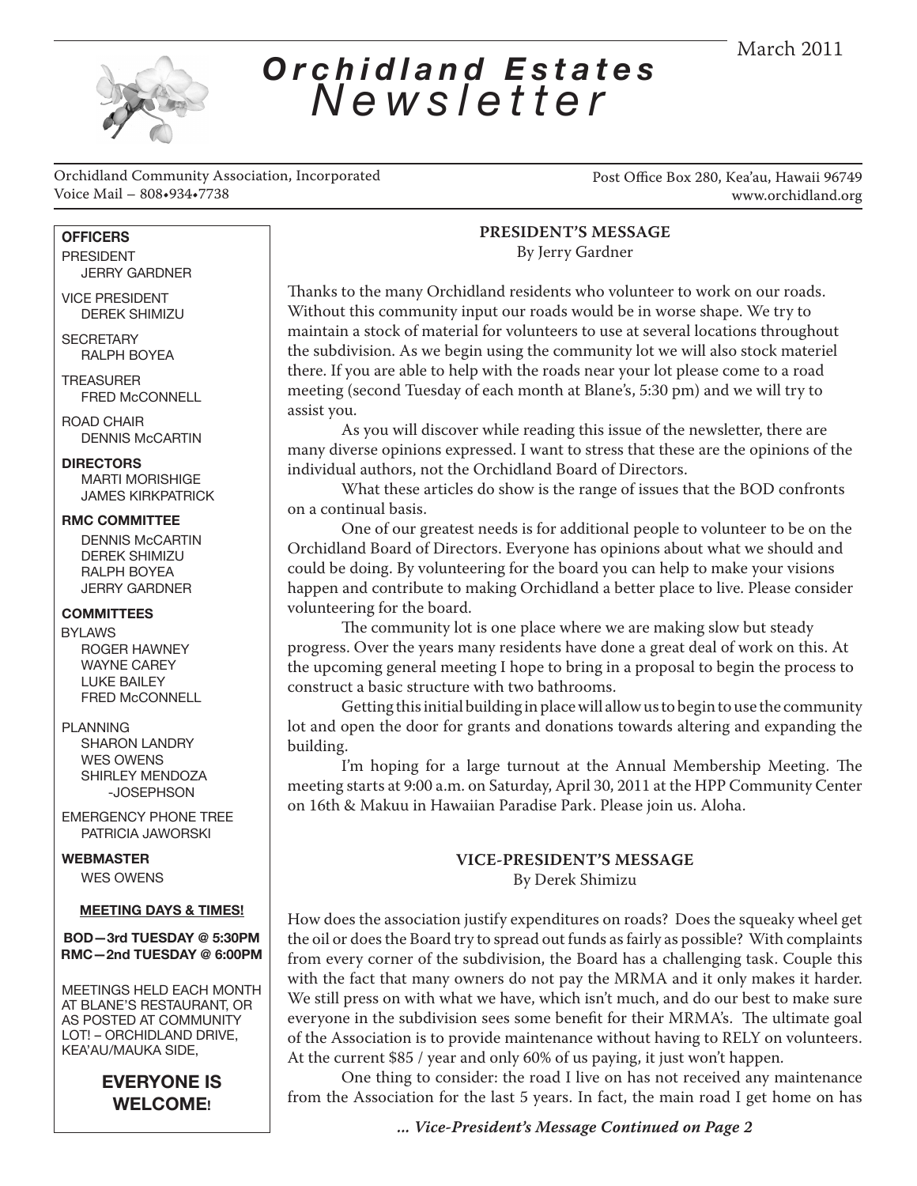March 2011

# *Orchidland Estates Newsletter*

Orchidland Community Association, Incorporated
Voice Mail – 808•934•7738

Post Office Box 280, Kea'au, Hawaii 96749
www.orchidland.org

**OFFICERS**

PRESIDENT
JERRY GARDNER

VICE PRESIDENT
DEREK SHIMIZU

SECRETARY
RALPH BOYEA

TREASURER
FRED McCONNELL

ROAD CHAIR
DENNIS McCARTIN

**DIRECTORS**
MARTI MORISHIGE
JAMES KIRKPATRICK

**RMC COMMITTEE**
DENNIS McCARTIN
DEREK SHIMIZU
RALPH BOYEA
JERRY GARDNER

**COMMITTEES**

BYLAWS
ROGER HAWNEY
WAYNE CAREY
LUKE BAILEY
FRED McCONNELL

PLANNING
SHARON LANDRY
WES OWENS
SHIRLEY MENDOZA-JOSEPHSON

EMERGENCY PHONE TREE
PATRICIA JAWORSKI

**WEBMASTER**
WES OWENS

**MEETING DAYS & TIMES!**

**BOD—3rd TUESDAY @ 5:30PM**
**RMC—2nd TUESDAY @ 6:00PM**

MEETINGS HELD EACH MONTH AT BLANE'S RESTAURANT, OR AS POSTED AT COMMUNITY LOT! – ORCHIDLAND DRIVE, KEA'AU/MAUKA SIDE,

**EVERYONE IS WELCOME!**

## PRESIDENT'S MESSAGE

By Jerry Gardner

Thanks to the many Orchidland residents who volunteer to work on our roads. Without this community input our roads would be in worse shape. We try to maintain a stock of material for volunteers to use at several locations throughout the subdivision. As we begin using the community lot we will also stock materiel there. If you are able to help with the roads near your lot please come to a road meeting (second Tuesday of each month at Blane's, 5:30 pm) and we will try to assist you.

As you will discover while reading this issue of the newsletter, there are many diverse opinions expressed. I want to stress that these are the opinions of the individual authors, not the Orchidland Board of Directors.

What these articles do show is the range of issues that the BOD confronts on a continual basis.

One of our greatest needs is for additional people to volunteer to be on the Orchidland Board of Directors. Everyone has opinions about what we should and could be doing. By volunteering for the board you can help to make your visions happen and contribute to making Orchidland a better place to live. Please consider volunteering for the board.

The community lot is one place where we are making slow but steady progress. Over the years many residents have done a great deal of work on this. At the upcoming general meeting I hope to bring in a proposal to begin the process to construct a basic structure with two bathrooms.

Getting this initial building in place will allow us to begin to use the community lot and open the door for grants and donations towards altering and expanding the building.

I'm hoping for a large turnout at the Annual Membership Meeting. The meeting starts at 9:00 a.m. on Saturday, April 30, 2011 at the HPP Community Center on 16th & Makuu in Hawaiian Paradise Park. Please join us. Aloha.

## VICE-PRESIDENT'S MESSAGE

By Derek Shimizu

How does the association justify expenditures on roads? Does the squeaky wheel get the oil or does the Board try to spread out funds as fairly as possible? With complaints from every corner of the subdivision, the Board has a challenging task. Couple this with the fact that many owners do not pay the MRMA and it only makes it harder. We still press on with what we have, which isn't much, and do our best to make sure everyone in the subdivision sees some benefit for their MRMA's. The ultimate goal of the Association is to provide maintenance without having to RELY on volunteers. At the current $85 / year and only 60% of us paying, it just won't happen.

One thing to consider: the road I live on has not received any maintenance from the Association for the last 5 years. In fact, the main road I get home on has

*... Vice-President's Message Continued on Page 2*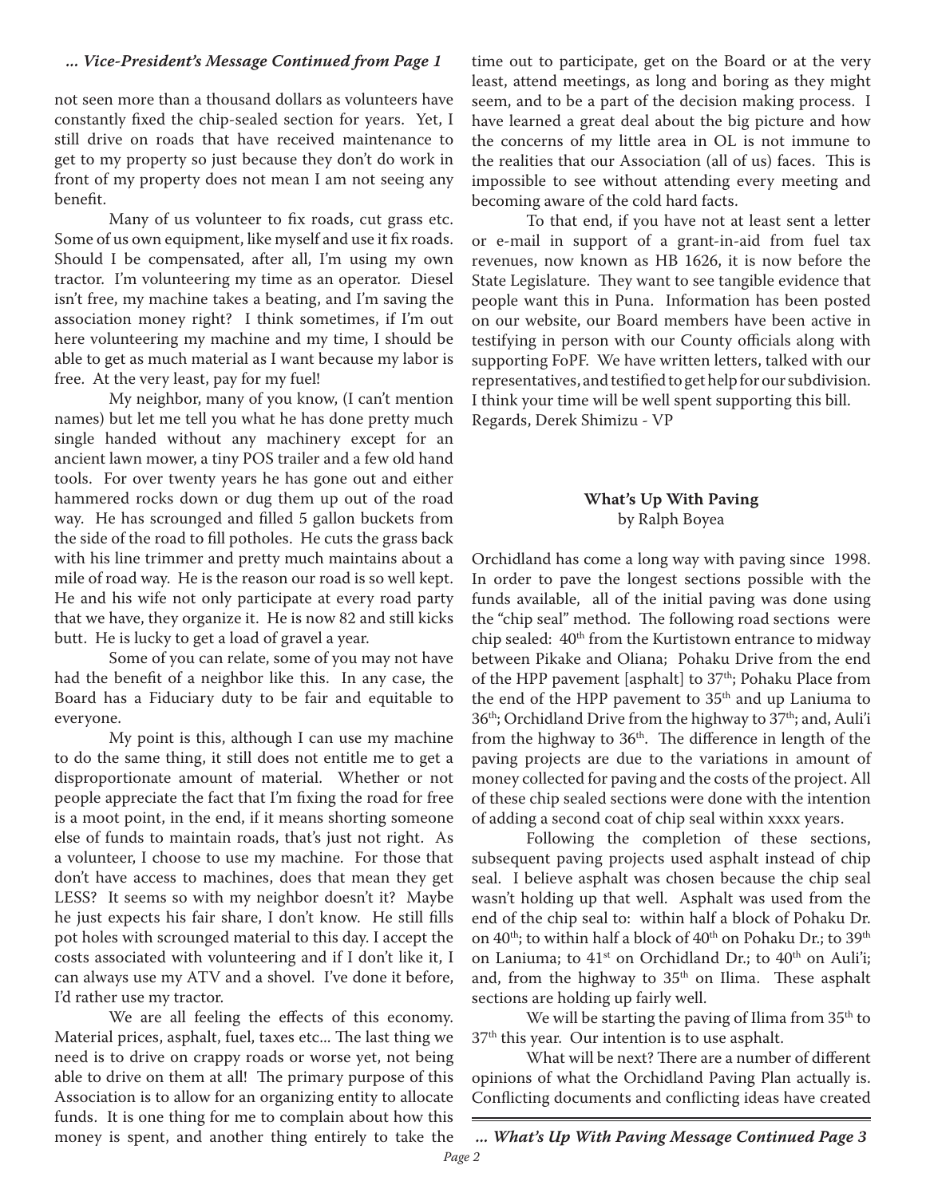*... Vice-President's Message Continued from Page 1*

not seen more than a thousand dollars as volunteers have constantly fixed the chip-sealed section for years. Yet, I still drive on roads that have received maintenance to get to my property so just because they don't do work in front of my property does not mean I am not seeing any benefit.

Many of us volunteer to fix roads, cut grass etc. Some of us own equipment, like myself and use it fix roads. Should I be compensated, after all, I'm using my own tractor. I'm volunteering my time as an operator. Diesel isn't free, my machine takes a beating, and I'm saving the association money right? I think sometimes, if I'm out here volunteering my machine and my time, I should be able to get as much material as I want because my labor is free. At the very least, pay for my fuel!

My neighbor, many of you know, (I can't mention names) but let me tell you what he has done pretty much single handed without any machinery except for an ancient lawn mower, a tiny POS trailer and a few old hand tools. For over twenty years he has gone out and either hammered rocks down or dug them up out of the road way. He has scrounged and filled 5 gallon buckets from the side of the road to fill potholes. He cuts the grass back with his line trimmer and pretty much maintains about a mile of road way. He is the reason our road is so well kept. He and his wife not only participate at every road party that we have, they organize it. He is now 82 and still kicks butt. He is lucky to get a load of gravel a year.

Some of you can relate, some of you may not have had the benefit of a neighbor like this. In any case, the Board has a Fiduciary duty to be fair and equitable to everyone.

My point is this, although I can use my machine to do the same thing, it still does not entitle me to get a disproportionate amount of material. Whether or not people appreciate the fact that I'm fixing the road for free is a moot point, in the end, if it means shorting someone else of funds to maintain roads, that's just not right. As a volunteer, I choose to use my machine. For those that don't have access to machines, does that mean they get LESS? It seems so with my neighbor doesn't it? Maybe he just expects his fair share, I don't know. He still fills pot holes with scrounged material to this day. I accept the costs associated with volunteering and if I don't like it, I can always use my ATV and a shovel. I've done it before, I'd rather use my tractor.

We are all feeling the effects of this economy. Material prices, asphalt, fuel, taxes etc... The last thing we need is to drive on crappy roads or worse yet, not being able to drive on them at all! The primary purpose of this Association is to allow for an organizing entity to allocate funds. It is one thing for me to complain about how this money is spent, and another thing entirely to take the time out to participate, get on the Board or at the very least, attend meetings, as long and boring as they might seem, and to be a part of the decision making process. I have learned a great deal about the big picture and how the concerns of my little area in OL is not immune to the realities that our Association (all of us) faces. This is impossible to see without attending every meeting and becoming aware of the cold hard facts.

To that end, if you have not at least sent a letter or e-mail in support of a grant-in-aid from fuel tax revenues, now known as HB 1626, it is now before the State Legislature. They want to see tangible evidence that people want this in Puna. Information has been posted on our website, our Board members have been active in testifying in person with our County officials along with supporting FoPF. We have written letters, talked with our representatives, and testified to get help for our subdivision. I think your time will be well spent supporting this bill.
Regards, Derek Shimizu - VP

## What's Up With Paving
by Ralph Boyea

Orchidland has come a long way with paving since 1998. In order to pave the longest sections possible with the funds available, all of the initial paving was done using the "chip seal" method. The following road sections were chip sealed: 40th from the Kurtistown entrance to midway between Pikake and Oliana; Pohaku Drive from the end of the HPP pavement [asphalt] to 37th; Pohaku Place from the end of the HPP pavement to 35th and up Laniuma to 36th; Orchidland Drive from the highway to 37th; and, Auli'i from the highway to 36th. The difference in length of the paving projects are due to the variations in amount of money collected for paving and the costs of the project. All of these chip sealed sections were done with the intention of adding a second coat of chip seal within xxxx years.

Following the completion of these sections, subsequent paving projects used asphalt instead of chip seal. I believe asphalt was chosen because the chip seal wasn't holding up that well. Asphalt was used from the end of the chip seal to: within half a block of Pohaku Dr. on 40th; to within half a block of 40th on Pohaku Dr.; to 39th on Laniuma; to 41st on Orchidland Dr.; to 40th on Auli'i; and, from the highway to 35th on Ilima. These asphalt sections are holding up fairly well.

We will be starting the paving of Ilima from 35th to 37th this year. Our intention is to use asphalt.

What will be next? There are a number of different opinions of what the Orchidland Paving Plan actually is. Conflicting documents and conflicting ideas have created

*... What's Up With Paving Message Continued Page 3*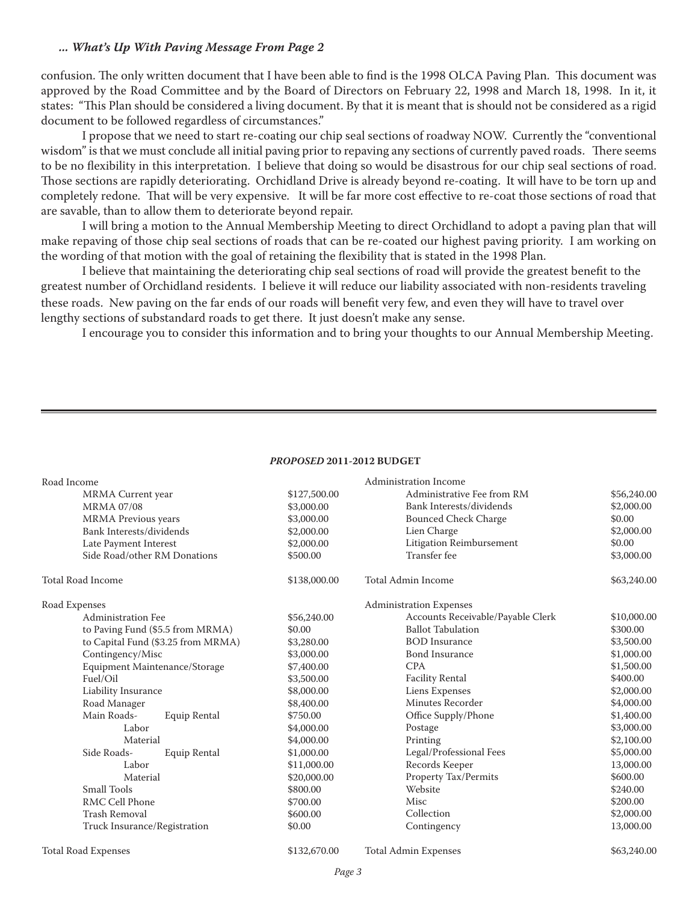*... What's Up With Paving Message From Page 2*

confusion. The only written document that I have been able to find is the 1998 OLCA Paving Plan. This document was approved by the Road Committee and by the Board of Directors on February 22, 1998 and March 18, 1998. In it, it states: "This Plan should be considered a living document. By that it is meant that is should not be considered as a rigid document to be followed regardless of circumstances."

I propose that we need to start re-coating our chip seal sections of roadway NOW. Currently the "conventional wisdom" is that we must conclude all initial paving prior to repaving any sections of currently paved roads. There seems to be no flexibility in this interpretation. I believe that doing so would be disastrous for our chip seal sections of road. Those sections are rapidly deteriorating. Orchidland Drive is already beyond re-coating. It will have to be torn up and completely redone. That will be very expensive. It will be far more cost effective to re-coat those sections of road that are savable, than to allow them to deteriorate beyond repair.

I will bring a motion to the Annual Membership Meeting to direct Orchidland to adopt a paving plan that will make repaving of those chip seal sections of roads that can be re-coated our highest paving priority. I am working on the wording of that motion with the goal of retaining the flexibility that is stated in the 1998 Plan.

I believe that maintaining the deteriorating chip seal sections of road will provide the greatest benefit to the greatest number of Orchidland residents. I believe it will reduce our liability associated with non-residents traveling these roads. New paving on the far ends of our roads will benefit very few, and even they will have to travel over lengthy sections of substandard roads to get there. It just doesn't make any sense.

I encourage you to consider this information and to bring your thoughts to our Annual Membership Meeting.

---

## ***PROPOSED* 2011-2012 BUDGET**

| Road Income | | Administration Income | |
|---|---|---|---|
| MRMA Current year | $127,500.00 | Administrative Fee from RM | $56,240.00 |
| MRMA 07/08 | $3,000.00 | Bank Interests/dividends | $2,000.00 |
| MRMA Previous years | $3,000.00 | Bounced Check Charge | $0.00 |
| Bank Interests/dividends | $2,000.00 | Lien Charge | $2,000.00 |
| Late Payment Interest | $2,000.00 | Litigation Reimbursement | $0.00 |
| Side Road/other RM Donations | $500.00 | Transfer fee | $3,000.00 |
| Total Road Income | $138,000.00 | Total Admin Income | $63,240.00 |
| Road Expenses | | Administration Expenses | |
| Administration Fee | $56,240.00 | Accounts Receivable/Payable Clerk | $10,000.00 |
| to Paving Fund ($5.5 from MRMA) | $0.00 | Ballot Tabulation | $300.00 |
| to Capital Fund ($3.25 from MRMA) | $3,280.00 | BOD Insurance | $3,500.00 |
| Contingency/Misc | $3,000.00 | Bond Insurance | $1,000.00 |
| Equipment Maintenance/Storage | $7,400.00 | CPA | $1,500.00 |
| Fuel/Oil | $3,500.00 | Facility Rental | $400.00 |
| Liability Insurance | $8,000.00 | Liens Expenses | $2,000.00 |
| Road Manager | $8,400.00 | Minutes Recorder | $4,000.00 |
| Main Roads- Equip Rental | $750.00 | Office Supply/Phone | $1,400.00 |
| Labor | $4,000.00 | Postage | $3,000.00 |
| Material | $4,000.00 | Printing | $2,100.00 |
| Side Roads- Equip Rental | $1,000.00 | Legal/Professional Fees | $5,000.00 |
| Labor | $11,000.00 | Records Keeper | 13,000.00 |
| Material | $20,000.00 | Property Tax/Permits | $600.00 |
| Small Tools | $800.00 | Website | $240.00 |
| RMC Cell Phone | $700.00 | Misc | $200.00 |
| Trash Removal | $600.00 | Collection | $2,000.00 |
| Truck Insurance/Registration | $0.00 | Contingency | 13,000.00 |
| Total Road Expenses | $132,670.00 | Total Admin Expenses | $63,240.00 |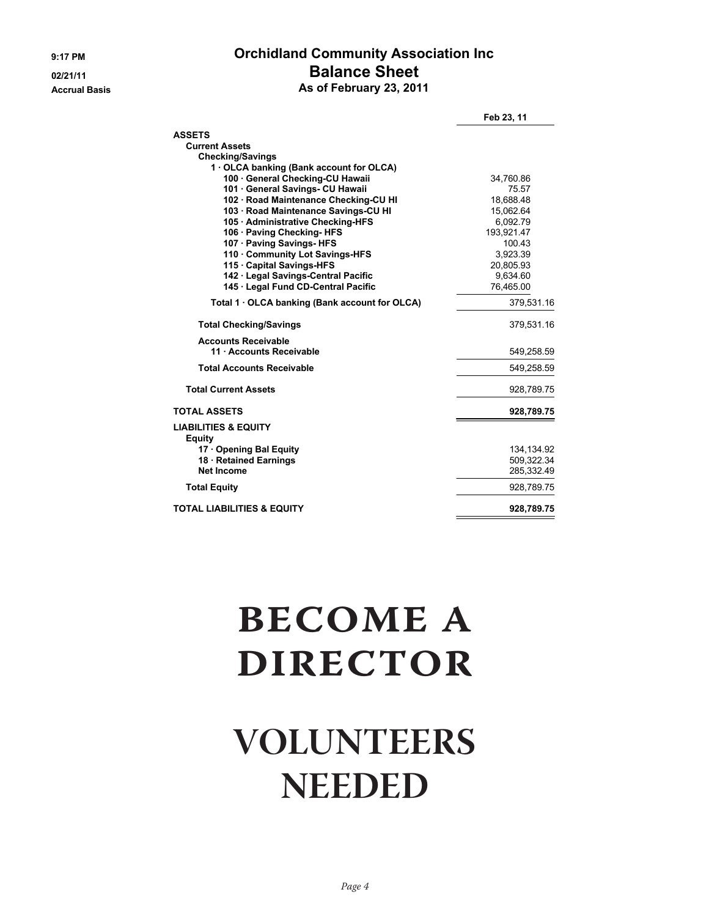9:17 PM
02/21/11
Accrual Basis

# Orchidland Community Association Inc
## Balance Sheet
### As of February 23, 2011

| | Feb 23, 11 |
|---|---|
| **ASSETS** | |
| **Current Assets** | |
| **Checking/Savings** | |
| **1 · OLCA banking (Bank account for OLCA)** | |
| **100 · General Checking-CU Hawaii** | 34,760.86 |
| **101 · General Savings- CU Hawaii** | 75.57 |
| **102 · Road Maintenance Checking-CU HI** | 18,688.48 |
| **103 · Road Maintenance Savings-CU HI** | 15,062.64 |
| **105 · Administrative Checking-HFS** | 6,092.79 |
| **106 · Paving Checking- HFS** | 193,921.47 |
| **107 · Paving Savings- HFS** | 100.43 |
| **110 · Community Lot Savings-HFS** | 3,923.39 |
| **115 · Capital Savings-HFS** | 20,805.93 |
| **142 · Legal Savings-Central Pacific** | 9,634.60 |
| **145 · Legal Fund CD-Central Pacific** | 76,465.00 |
| **Total 1 · OLCA banking (Bank account for OLCA)** | 379,531.16 |
| **Total Checking/Savings** | 379,531.16 |
| **Accounts Receivable** | |
| **11 · Accounts Receivable** | 549,258.59 |
| **Total Accounts Receivable** | 549,258.59 |
| **Total Current Assets** | 928,789.75 |
| **TOTAL ASSETS** | **928,789.75** |
| **LIABILITIES & EQUITY** | |
| **Equity** | |
| **17 · Opening Bal Equity** | 134,134.92 |
| **18 · Retained Earnings** | 509,322.34 |
| **Net Income** | 285,332.49 |
| **Total Equity** | 928,789.75 |
| **TOTAL LIABILITIES & EQUITY** | **928,789.75** |

# BECOME A DIRECTOR

# VOLUNTEERS NEEDED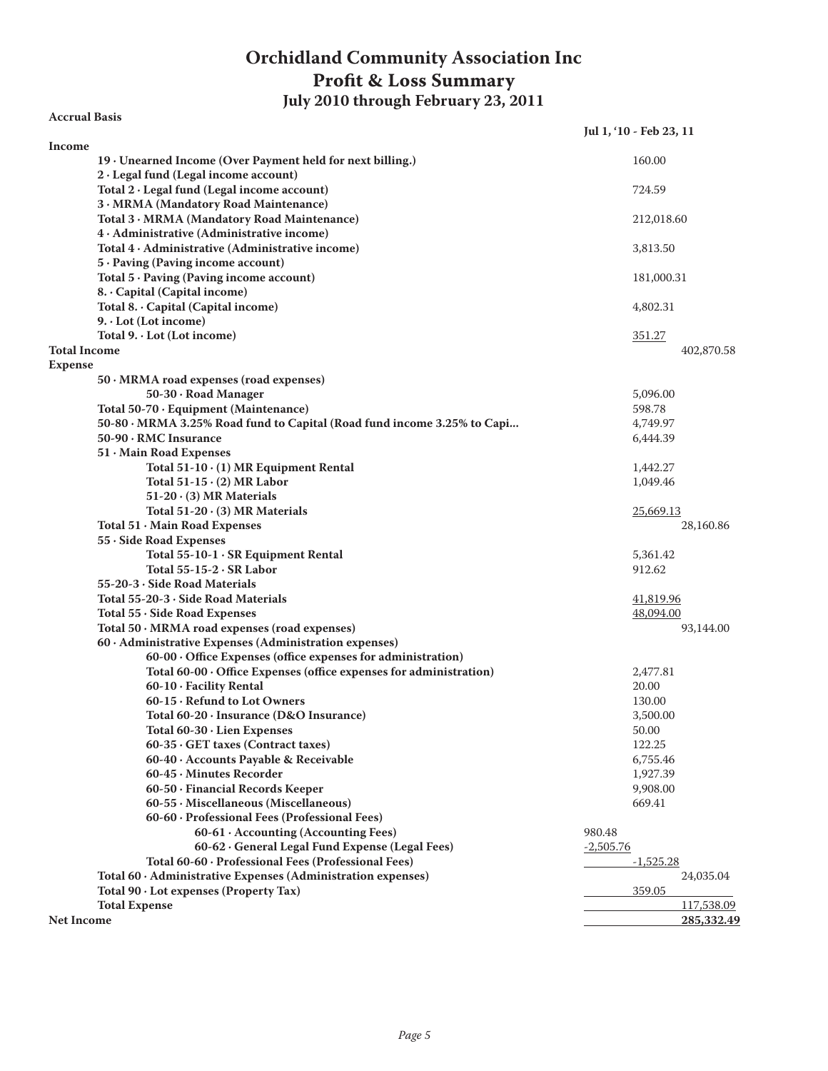# Orchidland Community Association Inc
## Profit & Loss Summary
### July 2010 through February 23, 2011

**Accrual Basis**

| | | | Jul 1, '10 - Feb 23, 11 |
|---|---|---|---|
| **Income** | | | |
| **19 · Unearned Income (Over Payment held for next billing.)** | | 160.00 | |
| **2 · Legal fund (Legal income account)** | | | |
| **Total 2 · Legal fund (Legal income account)** | | 724.59 | |
| **3 · MRMA (Mandatory Road Maintenance)** | | | |
| **Total 3 · MRMA (Mandatory Road Maintenance)** | | 212,018.60 | |
| **4 · Administrative (Administrative income)** | | | |
| **Total 4 · Administrative (Administrative income)** | | 3,813.50 | |
| **5 · Paving (Paving income account)** | | | |
| **Total 5 · Paving (Paving income account)** | | 181,000.31 | |
| **8. · Capital (Capital income)** | | | |
| **Total 8. · Capital (Capital income)** | | 4,802.31 | |
| **9. · Lot (Lot income)** | | | |
| **Total 9. · Lot (Lot income)** | | 351.27 | |
| **Total Income** | | | 402,870.58 |
| **Expense** | | | |
| **50 · MRMA road expenses (road expenses)** | | | |
| **50-30 · Road Manager** | | 5,096.00 | |
| **Total 50-70 · Equipment (Maintenance)** | | 598.78 | |
| **50-80 · MRMA 3.25% Road fund to Capital (Road fund income 3.25% to Capi...** | | 4,749.97 | |
| **50-90 · RMC Insurance** | | 6,444.39 | |
| **51 · Main Road Expenses** | | | |
| **Total 51-10 · (1) MR Equipment Rental** | | 1,442.27 | |
| **Total 51-15 · (2) MR Labor** | | 1,049.46 | |
| **51-20 · (3) MR Materials** | | | |
| **Total 51-20 · (3) MR Materials** | | 25,669.13 | |
| **Total 51 · Main Road Expenses** | | | 28,160.86 |
| **55 · Side Road Expenses** | | | |
| **Total 55-10-1 · SR Equipment Rental** | | 5,361.42 | |
| **Total 55-15-2 · SR Labor** | | 912.62 | |
| **55-20-3 · Side Road Materials** | | | |
| **Total 55-20-3 · Side Road Materials** | | 41,819.96 | |
| **Total 55 · Side Road Expenses** | | 48,094.00 | |
| **Total 50 · MRMA road expenses (road expenses)** | | | 93,144.00 |
| **60 · Administrative Expenses (Administration expenses)** | | | |
| **60-00 · Office Expenses (office expenses for administration)** | | | |
| **Total 60-00 · Office Expenses (office expenses for administration)** | | 2,477.81 | |
| **60-10 · Facility Rental** | | 20.00 | |
| **60-15 · Refund to Lot Owners** | | 130.00 | |
| **Total 60-20 · Insurance (D&O Insurance)** | | 3,500.00 | |
| **Total 60-30 · Lien Expenses** | | 50.00 | |
| **60-35 · GET taxes (Contract taxes)** | | 122.25 | |
| **60-40 · Accounts Payable & Receivable** | | 6,755.46 | |
| **60-45 · Minutes Recorder** | | 1,927.39 | |
| **60-50 · Financial Records Keeper** | | 9,908.00 | |
| **60-55 · Miscellaneous (Miscellaneous)** | | 669.41 | |
| **60-60 · Professional Fees (Professional Fees)** | | | |
| **60-61 · Accounting (Accounting Fees)** | 980.48 | | |
| **60-62 · General Legal Fund Expense (Legal Fees)** | -2,505.76 | | |
| **Total 60-60 · Professional Fees (Professional Fees)** | | -1,525.28 | |
| **Total 60 · Administrative Expenses (Administration expenses)** | | | 24,035.04 |
| **Total 90 · Lot expenses (Property Tax)** | | 359.05 | |
| **Total Expense** | | | 117,538.09 |
| **Net Income** | | | **285,332.49** |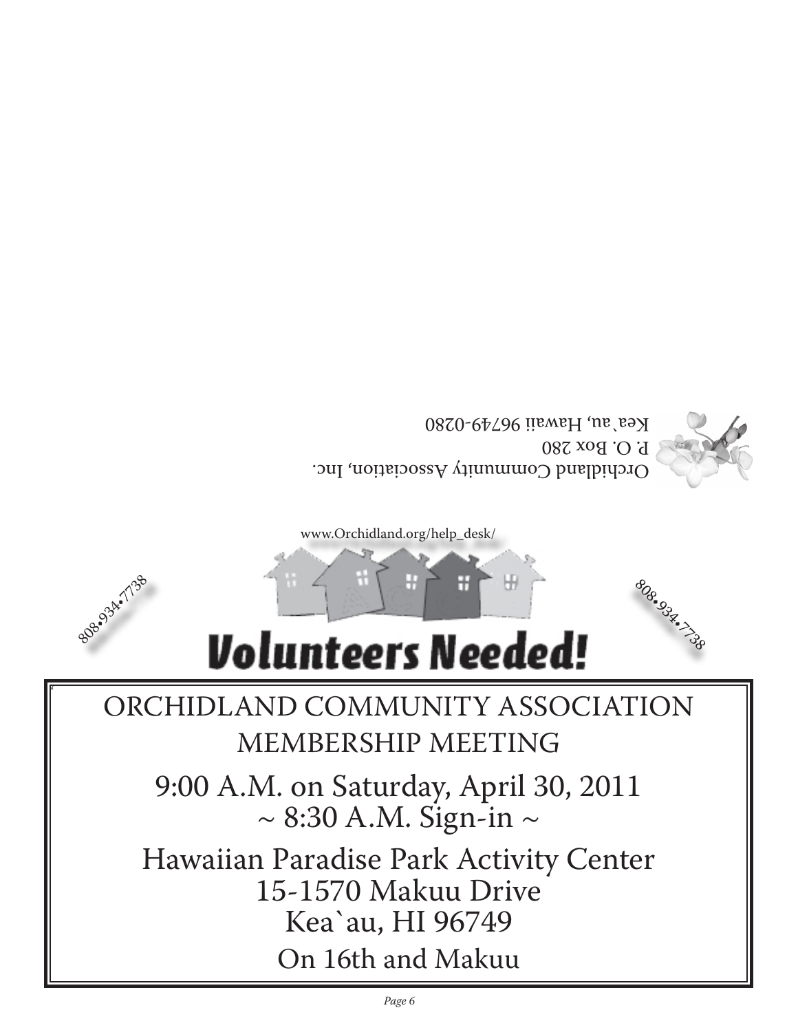Orchidland Community Association, Inc.
P. O. Box 280
Kea`au, Hawaii 96749-0280

www.Orchidland.org/help_desk/

808•934•7738

808•934•7738

# Volunteers Needed!

## ORCHIDLAND COMMUNITY ASSOCIATION
## MEMBERSHIP MEETING

9:00 A.M. on Saturday, April 30, 2011
~ 8:30 A.M. Sign-in ~

Hawaiian Paradise Park Activity Center
15-1570 Makuu Drive
Kea`au, HI 96749
On 16th and Makuu